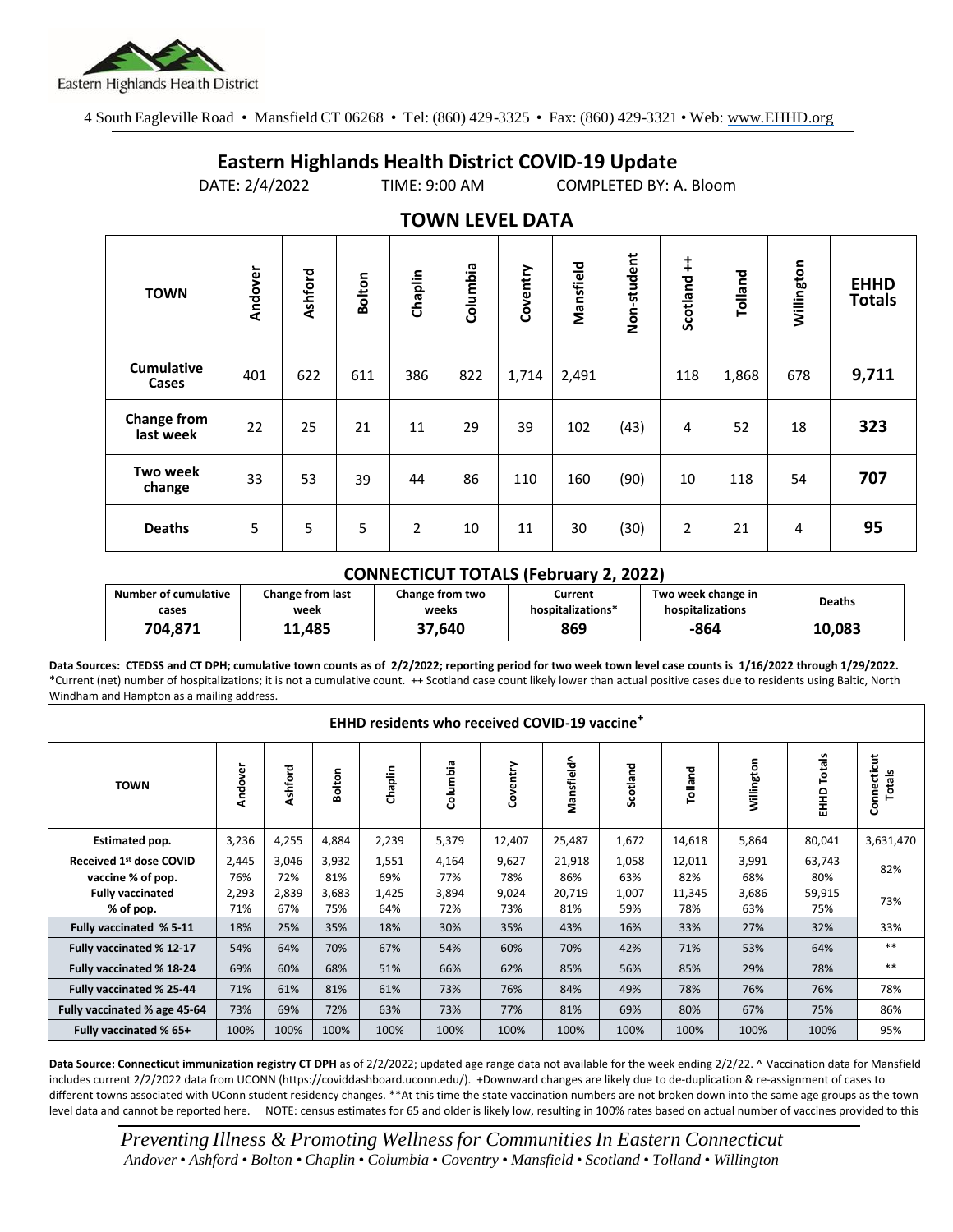Eastern Highlands Health District

4 South Eagleville Road • Mansfield CT 06268 • Tel: (860) 429-3325 • Fax: (860) 429-3321 • Web: www.EHHD.org

# Eastern Highlands Health District COVID-19 Update

DATE: 2/4/2022 TIME: 9:00 AM COMPLETED BY: A. Bloom

## TOWN LEVEL DATA

| TOWN | Andover | Ashford | Bolton | Chaplin | Columbia | Coventry | Mansfield | Non-student | Scotland ++ | Tolland | Willington | EHHD Totals |
|---|---|---|---|---|---|---|---|---|---|---|---|---|
| Cumulative Cases | 401 | 622 | 611 | 386 | 822 | 1,714 | 2,491 | | 118 | 1,868 | 678 | 9,711 |
| Change from last week | 22 | 25 | 21 | 11 | 29 | 39 | 102 | (43) | 4 | 52 | 18 | 323 |
| Two week change | 33 | 53 | 39 | 44 | 86 | 110 | 160 | (90) | 10 | 118 | 54 | 707 |
| Deaths | 5 | 5 | 5 | 2 | 10 | 11 | 30 | (30) | 2 | 21 | 4 | 95 |

## CONNECTICUT TOTALS (February 2, 2022)

| Number of cumulative cases | Change from last week | Change from two weeks | Current hospitalizations* | Two week change in hospitalizations | Deaths |
|---|---|---|---|---|---|
| 704,871 | 11,485 | 37,640 | 869 | -864 | 10,083 |

**Data Sources: CTEDSS and CT DPH; cumulative town counts as of 2/2/2022; reporting period for two week town level case counts is 1/16/2022 through 1/29/2022.** *Current (net) number of hospitalizations; it is not a cumulative count. ++ Scotland case count likely lower than actual positive cases due to residents using Baltic, North Windham and Hampton as a mailing address.

## EHHD residents who received COVID-19 vaccine+

| TOWN | Andover | Ashford | Bolton | Chaplin | Columbia | Coventry | Mansfield^ | Scotland | Tolland | Willington | EHHD Totals | Connecticut Totals |
|---|---|---|---|---|---|---|---|---|---|---|---|---|
| Estimated pop. | 3,236 | 4,255 | 4,884 | 2,239 | 5,379 | 12,407 | 25,487 | 1,672 | 14,618 | 5,864 | 80,041 | 3,631,470 |
| Received 1st dose COVID vaccine % of pop. | 2,445 76% | 3,046 72% | 3,932 81% | 1,551 69% | 4,164 77% | 9,627 78% | 21,918 86% | 1,058 63% | 12,011 82% | 3,991 68% | 63,743 80% | 82% |
| Fully vaccinated % of pop. | 2,293 71% | 2,839 67% | 3,683 75% | 1,425 64% | 3,894 72% | 9,024 73% | 20,719 81% | 1,007 59% | 11,345 78% | 3,686 63% | 59,915 75% | 73% |
| Fully vaccinated % 5-11 | 18% | 25% | 35% | 18% | 30% | 35% | 43% | 16% | 33% | 27% | 32% | 33% |
| Fully vaccinated % 12-17 | 54% | 64% | 70% | 67% | 54% | 60% | 70% | 42% | 71% | 53% | 64% | ** |
| Fully vaccinated % 18-24 | 69% | 60% | 68% | 51% | 66% | 62% | 85% | 56% | 85% | 29% | 78% | ** |
| Fully vaccinated % 25-44 | 71% | 61% | 81% | 61% | 73% | 76% | 84% | 49% | 78% | 76% | 76% | 78% |
| Fully vaccinated % age 45-64 | 73% | 69% | 72% | 63% | 73% | 77% | 81% | 69% | 80% | 67% | 75% | 86% |
| Fully vaccinated % 65+ | 100% | 100% | 100% | 100% | 100% | 100% | 100% | 100% | 100% | 100% | 100% | 95% |

**Data Source: Connecticut immunization registry CT DPH** as of 2/2/2022; updated age range data not available for the week ending 2/2/22. ^ Vaccination data for Mansfield includes current 2/2/2022 data from UCONN (https://coviddashboard.uconn.edu/). +Downward changes are likely due to de-duplication & re-assignment of cases to different towns associated with UConn student residency changes. **At this time the state vaccination numbers are not broken down into the same age groups as the town level data and cannot be reported here. NOTE: census estimates for 65 and older is likely low, resulting in 100% rates based on actual number of vaccines provided to this

*Preventing Illness & Promoting Wellness for Communities In Eastern Connecticut*
*Andover • Ashford • Bolton • Chaplin • Columbia • Coventry • Mansfield • Scotland • Tolland • Willington*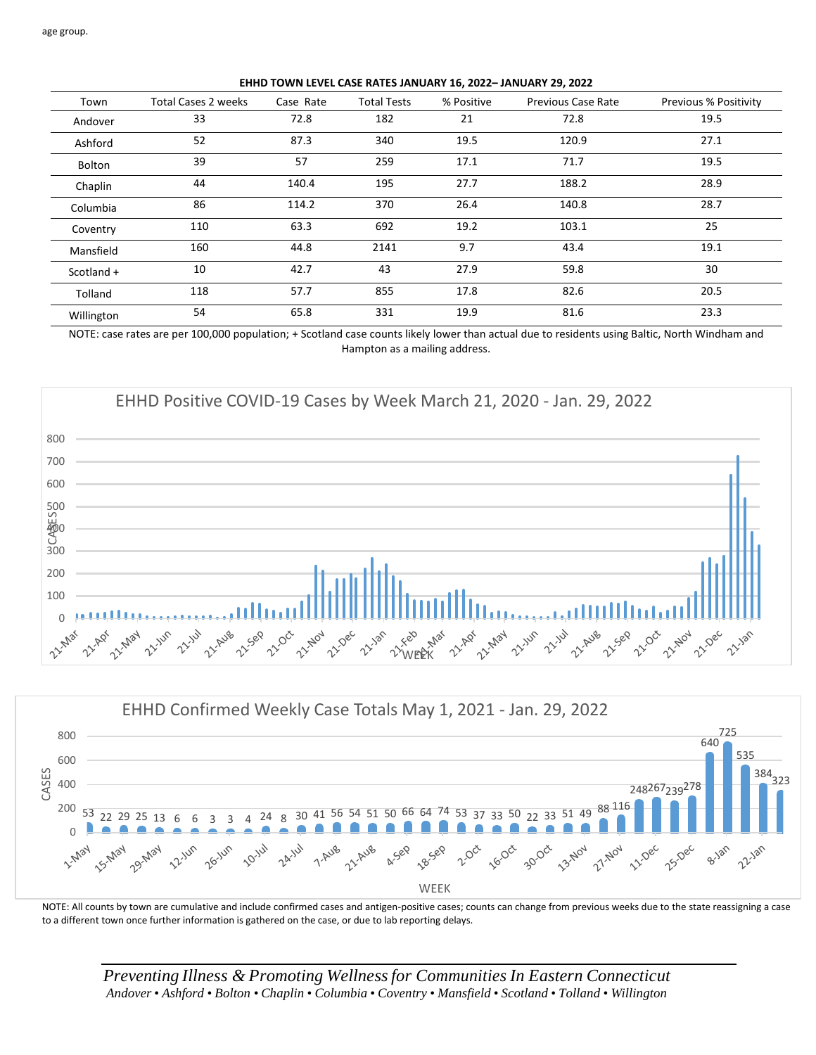age group.

**EHHD TOWN LEVEL CASE RATES JANUARY 16, 2022– JANUARY 29, 2022**

| Town | Total Cases 2 weeks | Case Rate | Total Tests | % Positive | Previous Case Rate | Previous % Positivity |
|---|---|---|---|---|---|---|
| Andover | 33 | 72.8 | 182 | 21 | 72.8 | 19.5 |
| Ashford | 52 | 87.3 | 340 | 19.5 | 120.9 | 27.1 |
| Bolton | 39 | 57 | 259 | 17.1 | 71.7 | 19.5 |
| Chaplin | 44 | 140.4 | 195 | 27.7 | 188.2 | 28.9 |
| Columbia | 86 | 114.2 | 370 | 26.4 | 140.8 | 28.7 |
| Coventry | 110 | 63.3 | 692 | 19.2 | 103.1 | 25 |
| Mansfield | 160 | 44.8 | 2141 | 9.7 | 43.4 | 19.1 |
| Scotland + | 10 | 42.7 | 43 | 27.9 | 59.8 | 30 |
| Tolland | 118 | 57.7 | 855 | 17.8 | 82.6 | 20.5 |
| Willington | 54 | 65.8 | 331 | 19.9 | 81.6 | 23.3 |

NOTE: case rates are per 100,000 population; + Scotland case counts likely lower than actual due to residents using Baltic, North Windham and Hampton as a mailing address.

EHHD Positive COVID-19 Cases by Week March 21, 2020 - Jan. 29, 2022

CASES

0
100
200
300
400
500
600
700
800

21-Mar 21-Apr 21-May 21-Jun 21-Jul 21-Aug 21-Sep 21-Oct 21-Nov 21-Dec 21-Jan 21-Feb 21-Mar 21-Apr 21-May 21-Jun 21-Jul 21-Aug 21-Sep 21-Oct 21-Nov 21-Dec 21-Jan

WEEK

EHHD Confirmed Weekly Case Totals May 1, 2021 - Jan. 29, 2022

CASES

0
200
400
600
800

53 22 29 25 13 6 6 3 3 4 24 8 30 41 56 54 51 50 66 64 74 53 37 33 50 22 33 51 49 88 116 248 267 239 278 640 725 535 384 323

1-May 15-May 29-May 12-Jun 26-Jun 10-Jul 24-Jul 7-Aug 21-Aug 4-Sep 18-Sep 2-Oct 16-Oct 30-Oct 13-Nov 27-Nov 11-Dec 25-Dec 8-Jan 22-Jan

WEEK

NOTE: All counts by town are cumulative and include confirmed cases and antigen-positive cases; counts can change from previous weeks due to the state reassigning a case to a different town once further information is gathered on the case, or due to lab reporting delays.

*Preventing Illness & Promoting Wellness for Communities In Eastern Connecticut*
*Andover • Ashford • Bolton • Chaplin • Columbia • Coventry • Mansfield • Scotland • Tolland • Willington*